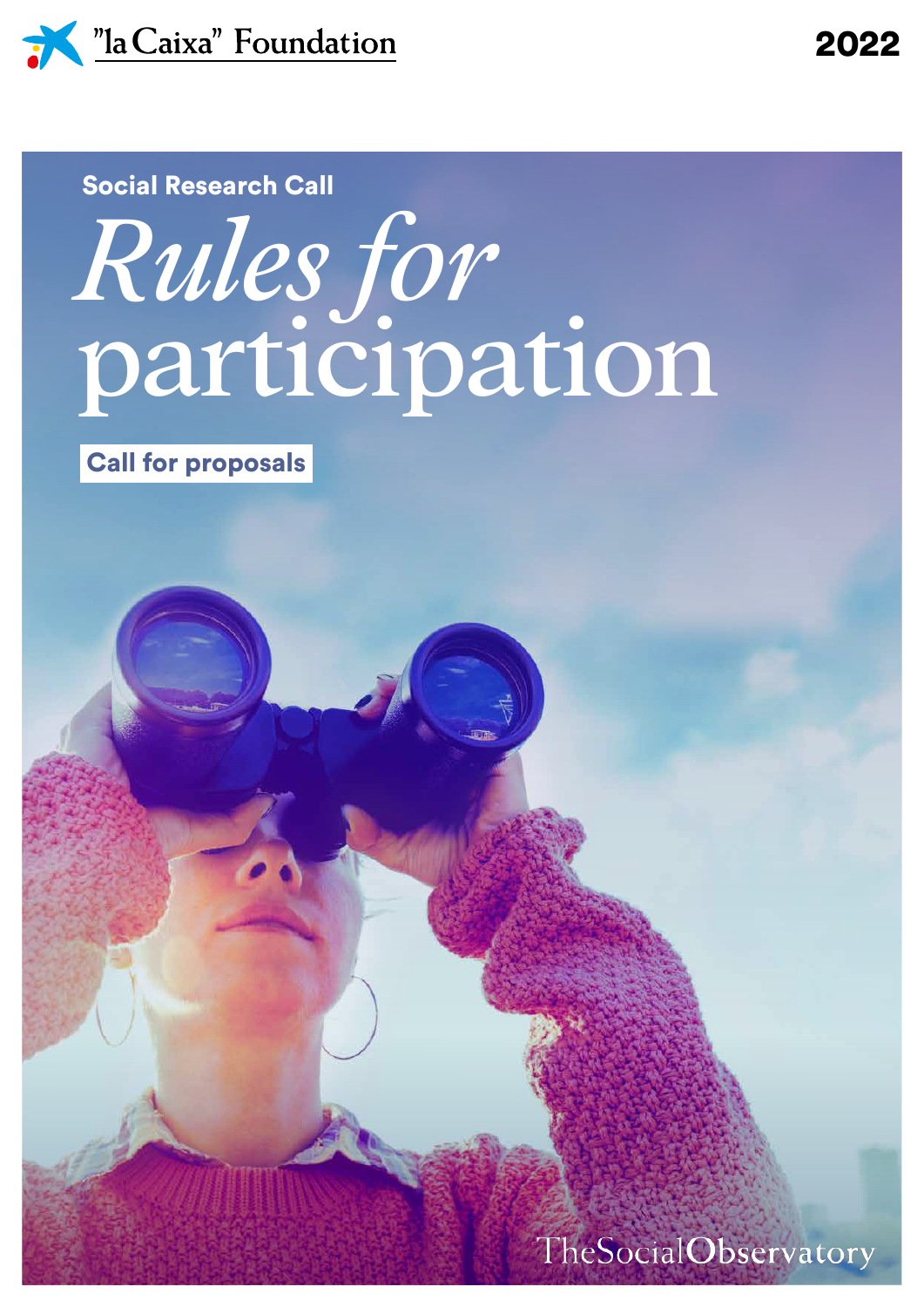"la Caixa" Foundation

2022

Social Research Call

# *Rules for* participation

Call for proposals

TheSocialObservatory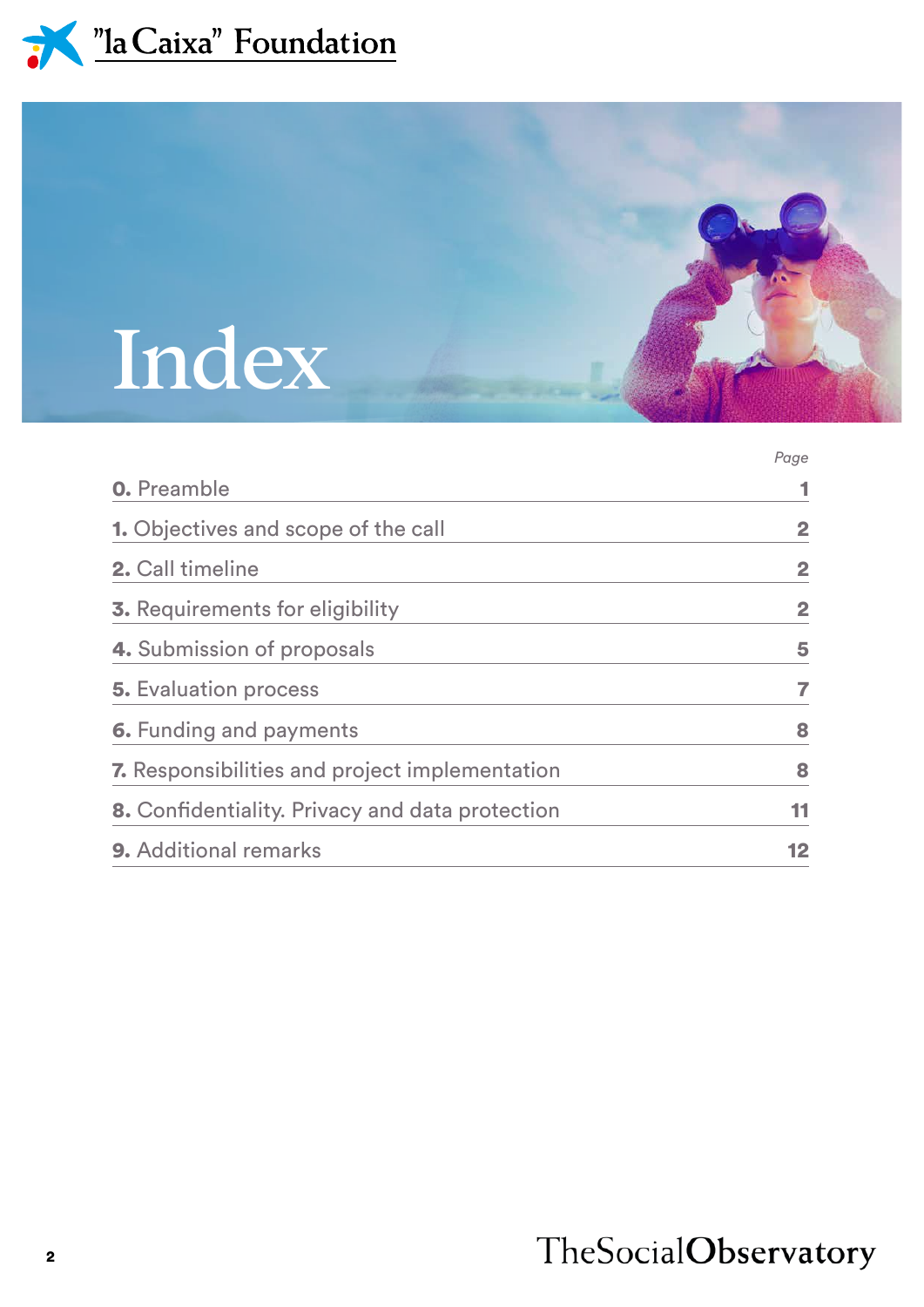# Index

| | Page |
|---|---|
| **0.** Preamble | **1** |
| **1.** Objectives and scope of the call | **2** |
| **2.** Call timeline | **2** |
| **3.** Requirements for eligibility | **2** |
| **4.** Submission of proposals | **5** |
| **5.** Evaluation process | **7** |
| **6.** Funding and payments | **8** |
| **7.** Responsibilities and project implementation | **8** |
| **8.** Confidentiality. Privacy and data protection | **11** |
| **9.** Additional remarks | **12** |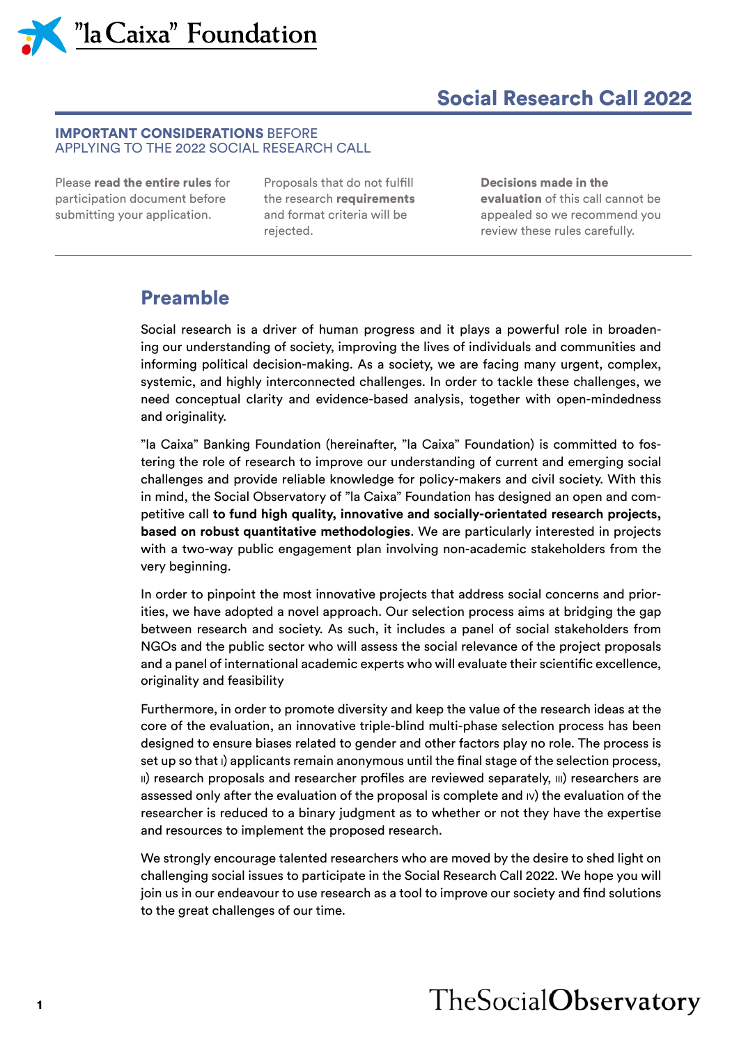# Social Research Call 2022

**IMPORTANT CONSIDERATIONS** BEFORE APPLYING TO THE 2022 SOCIAL RESEARCH CALL

Please **read the entire rules** for participation document before submitting your application.

Proposals that do not fulfill the research **requirements** and format criteria will be rejected.

**Decisions made in the evaluation** of this call cannot be appealed so we recommend you review these rules carefully.

## Preamble

Social research is a driver of human progress and it plays a powerful role in broadening our understanding of society, improving the lives of individuals and communities and informing political decision-making. As a society, we are facing many urgent, complex, systemic, and highly interconnected challenges. In order to tackle these challenges, we need conceptual clarity and evidence-based analysis, together with open-mindedness and originality.

”la Caixa” Banking Foundation (hereinafter, ”la Caixa” Foundation) is committed to fostering the role of research to improve our understanding of current and emerging social challenges and provide reliable knowledge for policy-makers and civil society. With this in mind, the Social Observatory of ”la Caixa” Foundation has designed an open and competitive call **to fund high quality, innovative and socially-orientated research projects, based on robust quantitative methodologies**. We are particularly interested in projects with a two-way public engagement plan involving non-academic stakeholders from the very beginning.

In order to pinpoint the most innovative projects that address social concerns and priorities, we have adopted a novel approach. Our selection process aims at bridging the gap between research and society. As such, it includes a panel of social stakeholders from NGOs and the public sector who will assess the social relevance of the project proposals and a panel of international academic experts who will evaluate their scientific excellence, originality and feasibility

Furthermore, in order to promote diversity and keep the value of the research ideas at the core of the evaluation, an innovative triple-blind multi-phase selection process has been designed to ensure biases related to gender and other factors play no role. The process is set up so that I) applicants remain anonymous until the final stage of the selection process, II) research proposals and researcher profiles are reviewed separately, III) researchers are assessed only after the evaluation of the proposal is complete and IV) the evaluation of the researcher is reduced to a binary judgment as to whether or not they have the expertise and resources to implement the proposed research.

We strongly encourage talented researchers who are moved by the desire to shed light on challenging social issues to participate in the Social Research Call 2022. We hope you will join us in our endeavour to use research as a tool to improve our society and find solutions to the great challenges of our time.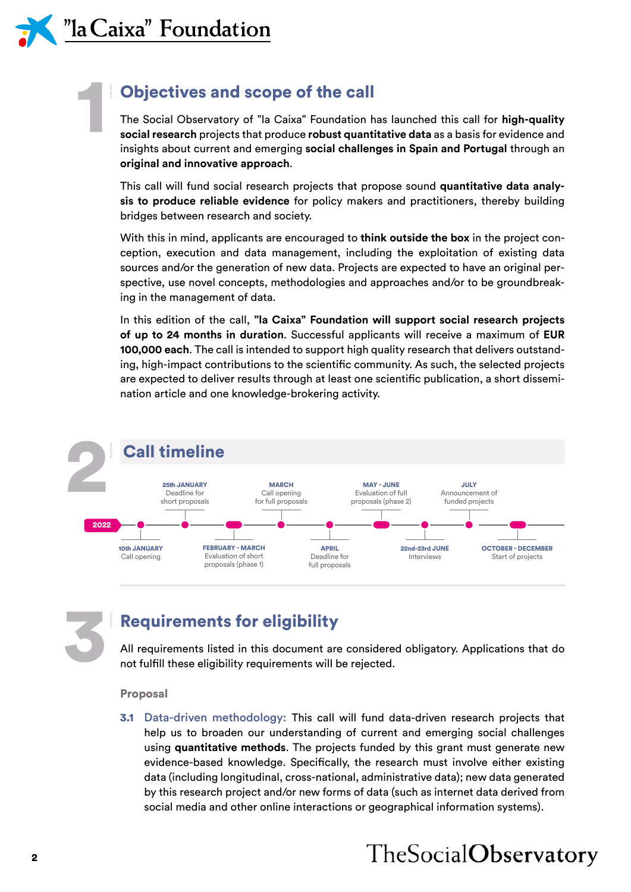## 1 Objectives and scope of the call

The Social Observatory of "la Caixa" Foundation has launched this call for **high-quality social research** projects that produce **robust quantitative data** as a basis for evidence and insights about current and emerging **social challenges in Spain and Portugal** through an **original and innovative approach**.

This call will fund social research projects that propose sound **quantitative data analysis to produce reliable evidence** for policy makers and practitioners, thereby building bridges between research and society.

With this in mind, applicants are encouraged to **think outside the box** in the project conception, execution and data management, including the exploitation of existing data sources and/or the generation of new data. Projects are expected to have an original perspective, use novel concepts, methodologies and approaches and/or to be groundbreaking in the management of data.

In this edition of the call, **"la Caixa" Foundation will support social research projects of up to 24 months in duration**. Successful applicants will receive a maximum of **EUR 100,000 each**. The call is intended to support high quality research that delivers outstanding, high-impact contributions to the scientific community. As such, the selected projects are expected to deliver results through at least one scientific publication, a short dissemination article and one knowledge-brokering activity.

## 2 Call timeline

2022

- **10th JANUARY** Call opening
- **25th JANUARY** Deadline for short proposals
- **FEBRUARY - MARCH** Evaluation of short proposals (phase 1)
- **MARCH** Call opening for full proposals
- **APRIL** Deadline for full proposals
- **MAY - JUNE** Evaluation of full proposals (phase 2)
- **22nd-23rd JUNE** Interviews
- **JULY** Announcement of funded projects
- **OCTOBER - DECEMBER** Start of projects

## 3 Requirements for eligibility

All requirements listed in this document are considered obligatory. Applications that do not fulfill these eligibility requirements will be rejected.

### Proposal

**3.1** Data-driven methodology: This call will fund data-driven research projects that help us to broaden our understanding of current and emerging social challenges using **quantitative methods**. The projects funded by this grant must generate new evidence-based knowledge. Specifically, the research must involve either existing data (including longitudinal, cross-national, administrative data); new data generated by this research project and/or new forms of data (such as internet data derived from social media and other online interactions or geographical information systems).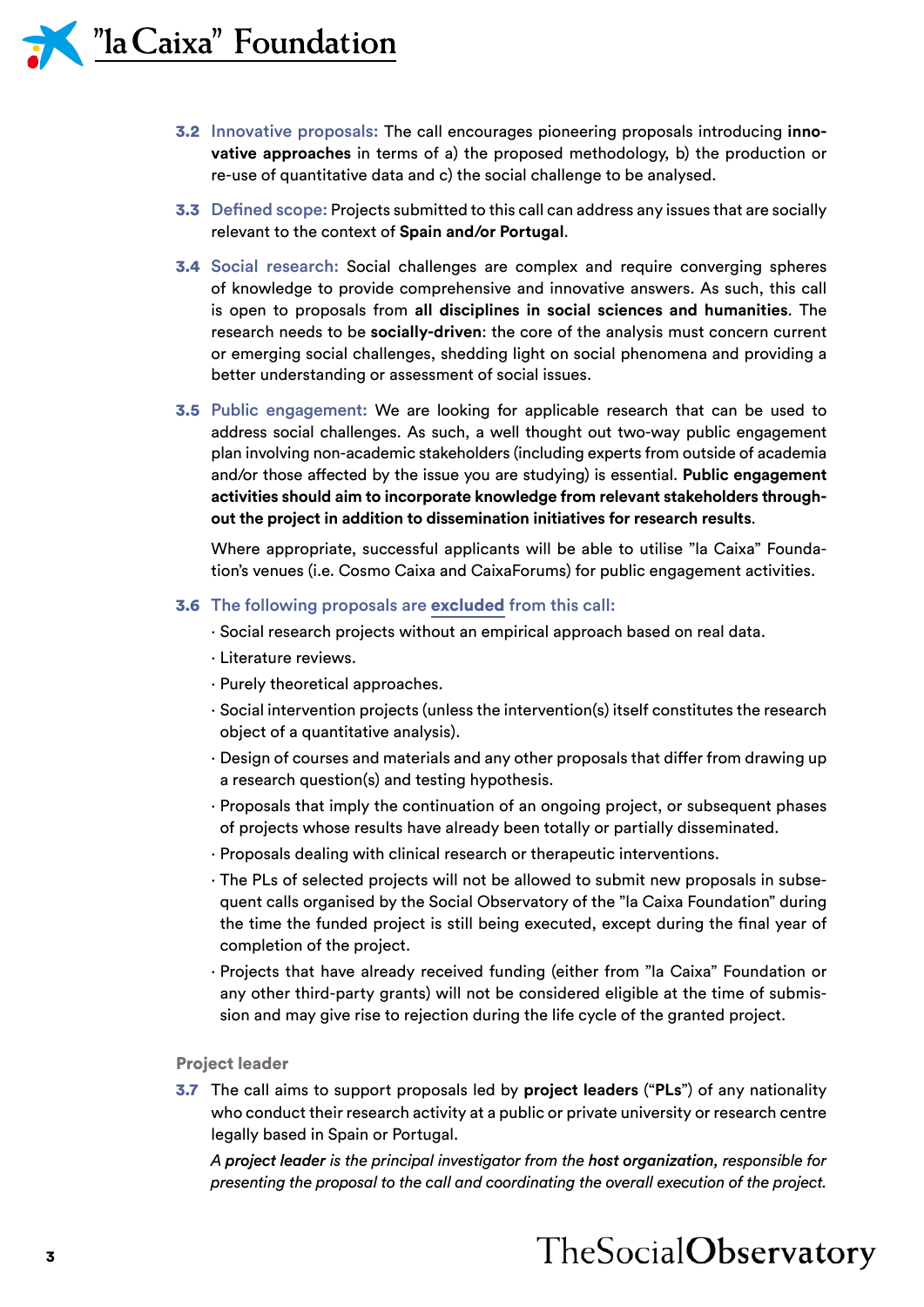**3.2 Innovative proposals:** The call encourages pioneering proposals introducing **innovative approaches** in terms of a) the proposed methodology, b) the production or re-use of quantitative data and c) the social challenge to be analysed.

**3.3 Defined scope:** Projects submitted to this call can address any issues that are socially relevant to the context of **Spain and/or Portugal**.

**3.4 Social research:** Social challenges are complex and require converging spheres of knowledge to provide comprehensive and innovative answers. As such, this call is open to proposals from **all disciplines in social sciences and humanities**. The research needs to be **socially-driven**: the core of the analysis must concern current or emerging social challenges, shedding light on social phenomena and providing a better understanding or assessment of social issues.

**3.5 Public engagement:** We are looking for applicable research that can be used to address social challenges. As such, a well thought out two-way public engagement plan involving non-academic stakeholders (including experts from outside of academia and/or those affected by the issue you are studying) is essential. **Public engagement activities should aim to incorporate knowledge from relevant stakeholders throughout the project in addition to dissemination initiatives for research results**.

Where appropriate, successful applicants will be able to utilise "la Caixa" Foundation's venues (i.e. Cosmo Caixa and CaixaForums) for public engagement activities.

**3.6 The following proposals are excluded from this call:**

- Social research projects without an empirical approach based on real data.
- Literature reviews.
- Purely theoretical approaches.
- Social intervention projects (unless the intervention(s) itself constitutes the research object of a quantitative analysis).
- Design of courses and materials and any other proposals that differ from drawing up a research question(s) and testing hypothesis.
- Proposals that imply the continuation of an ongoing project, or subsequent phases of projects whose results have already been totally or partially disseminated.
- Proposals dealing with clinical research or therapeutic interventions.
- The PLs of selected projects will not be allowed to submit new proposals in subsequent calls organised by the Social Observatory of the "la Caixa Foundation" during the time the funded project is still being executed, except during the final year of completion of the project.
- Projects that have already received funding (either from "la Caixa" Foundation or any other third-party grants) will not be considered eligible at the time of submission and may give rise to rejection during the life cycle of the granted project.

### Project leader

**3.7** The call aims to support proposals led by **project leaders** ("**PLs**") of any nationality who conduct their research activity at a public or private university or research centre legally based in Spain or Portugal.

*A **project leader** is the principal investigator from the **host organization**, responsible for presenting the proposal to the call and coordinating the overall execution of the project.*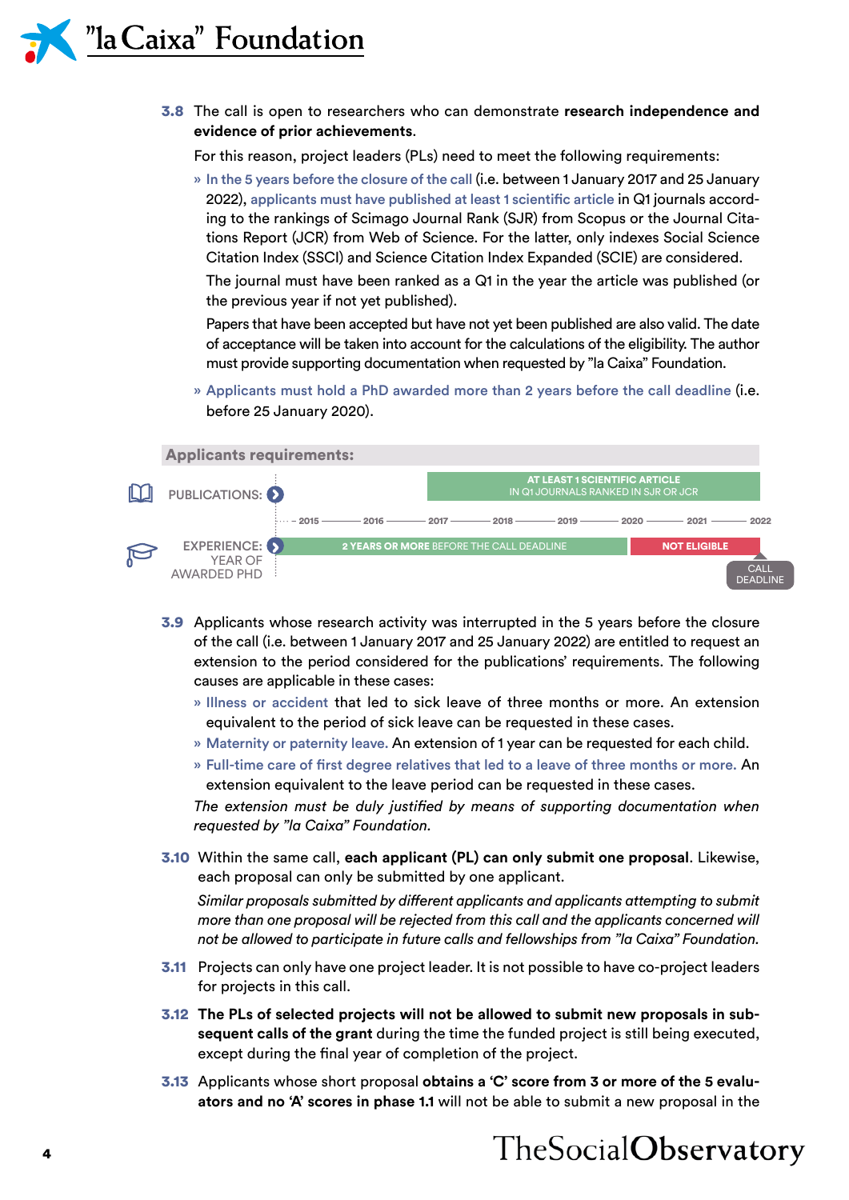**3.8** The call is open to researchers who can demonstrate **research independence and evidence of prior achievements**.

For this reason, project leaders (PLs) need to meet the following requirements:

» In the 5 years before the closure of the call (i.e. between 1 January 2017 and 25 January 2022), applicants must have published at least 1 scientific article in Q1 journals according to the rankings of Scimago Journal Rank (SJR) from Scopus or the Journal Citations Report (JCR) from Web of Science. For the latter, only indexes Social Science Citation Index (SSCI) and Science Citation Index Expanded (SCIE) are considered.

The journal must have been ranked as a Q1 in the year the article was published (or the previous year if not yet published).

Papers that have been accepted but have not yet been published are also valid. The date of acceptance will be taken into account for the calculations of the eligibility. The author must provide supporting documentation when requested by "la Caixa" Foundation.

» Applicants must hold a PhD awarded more than 2 years before the call deadline (i.e. before 25 January 2020).

**Applicants requirements:**

PUBLICATIONS: AT LEAST 1 SCIENTIFIC ARTICLE IN Q1 JOURNALS RANKED IN SJR OR JCR (2017 – 2022)

– 2015 – 2016 – 2017 – 2018 – 2019 – 2020 – 2021 – 2022

EXPERIENCE: YEAR OF AWARDED PHD: **2 YEARS OR MORE** BEFORE THE CALL DEADLINE (up to 2020) | **NOT ELIGIBLE** (2020 – 2022)

CALL DEADLINE

**3.9** Applicants whose research activity was interrupted in the 5 years before the closure of the call (i.e. between 1 January 2017 and 25 January 2022) are entitled to request an extension to the period considered for the publications' requirements. The following causes are applicable in these cases:

» Illness or accident that led to sick leave of three months or more. An extension equivalent to the period of sick leave can be requested in these cases.

» Maternity or paternity leave. An extension of 1 year can be requested for each child.

» Full-time care of first degree relatives that led to a leave of three months or more. An extension equivalent to the leave period can be requested in these cases.

*The extension must be duly justified by means of supporting documentation when requested by "la Caixa" Foundation.*

**3.10** Within the same call, **each applicant (PL) can only submit one proposal**. Likewise, each proposal can only be submitted by one applicant.

*Similar proposals submitted by different applicants and applicants attempting to submit more than one proposal will be rejected from this call and the applicants concerned will not be allowed to participate in future calls and fellowships from "la Caixa" Foundation.*

**3.11** Projects can only have one project leader. It is not possible to have co-project leaders for projects in this call.

**3.12** **The PLs of selected projects will not be allowed to submit new proposals in subsequent calls of the grant** during the time the funded project is still being executed, except during the final year of completion of the project.

**3.13** Applicants whose short proposal **obtains a 'C' score from 3 or more of the 5 evaluators and no 'A' scores in phase 1.1** will not be able to submit a new proposal in the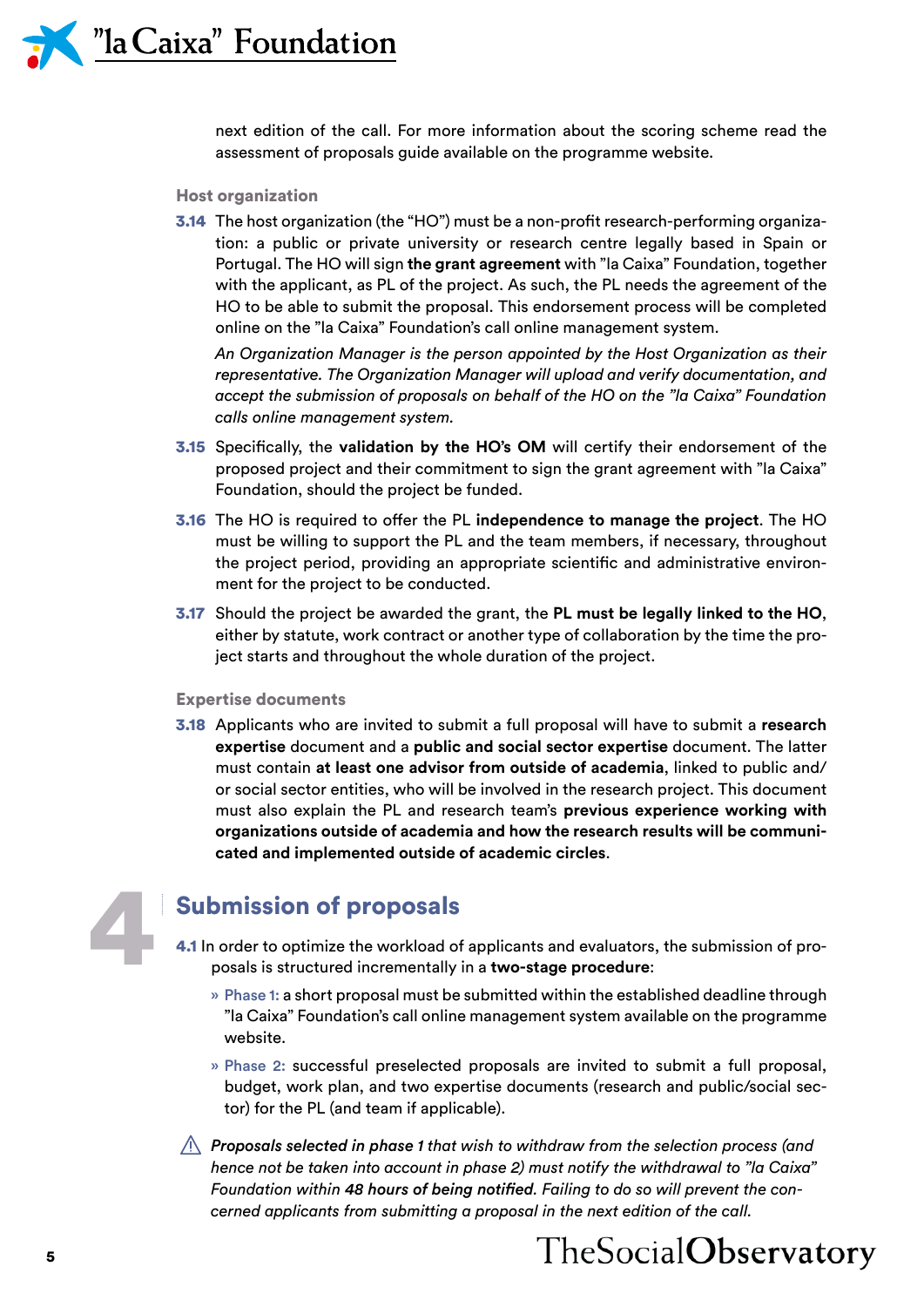next edition of the call. For more information about the scoring scheme read the assessment of proposals guide available on the programme website.

### Host organization

**3.14** The host organization (the "HO") must be a non-profit research-performing organization: a public or private university or research centre legally based in Spain or Portugal. The HO will sign **the grant agreement** with "la Caixa" Foundation, together with the applicant, as PL of the project. As such, the PL needs the agreement of the HO to be able to submit the proposal. This endorsement process will be completed online on the "la Caixa" Foundation's call online management system.

*An Organization Manager is the person appointed by the Host Organization as their representative. The Organization Manager will upload and verify documentation, and accept the submission of proposals on behalf of the HO on the "la Caixa" Foundation calls online management system.*

**3.15** Specifically, the **validation by the HO's OM** will certify their endorsement of the proposed project and their commitment to sign the grant agreement with "la Caixa" Foundation, should the project be funded.

**3.16** The HO is required to offer the PL **independence to manage the project**. The HO must be willing to support the PL and the team members, if necessary, throughout the project period, providing an appropriate scientific and administrative environment for the project to be conducted.

**3.17** Should the project be awarded the grant, the **PL must be legally linked to the HO**, either by statute, work contract or another type of collaboration by the time the project starts and throughout the whole duration of the project.

### Expertise documents

**3.18** Applicants who are invited to submit a full proposal will have to submit a **research expertise** document and a **public and social sector expertise** document. The latter must contain **at least one advisor from outside of academia**, linked to public and/or social sector entities, who will be involved in the research project. This document must also explain the PL and research team's **previous experience working with organizations outside of academia and how the research results will be communicated and implemented outside of academic circles**.

## 4 Submission of proposals

**4.1** In order to optimize the workload of applicants and evaluators, the submission of proposals is structured incrementally in a **two-stage procedure**:

- » Phase 1: a short proposal must be submitted within the established deadline through "la Caixa" Foundation's call online management system available on the programme website.
- » Phase 2: successful preselected proposals are invited to submit a full proposal, budget, work plan, and two expertise documents (research and public/social sector) for the PL (and team if applicable).

⚠ ***Proposals selected in phase 1** that wish to withdraw from the selection process (and hence not be taken into account in phase 2) must notify the withdrawal to "la Caixa" Foundation within **48 hours of being notified.** Failing to do so will prevent the concerned applicants from submitting a proposal in the next edition of the call.*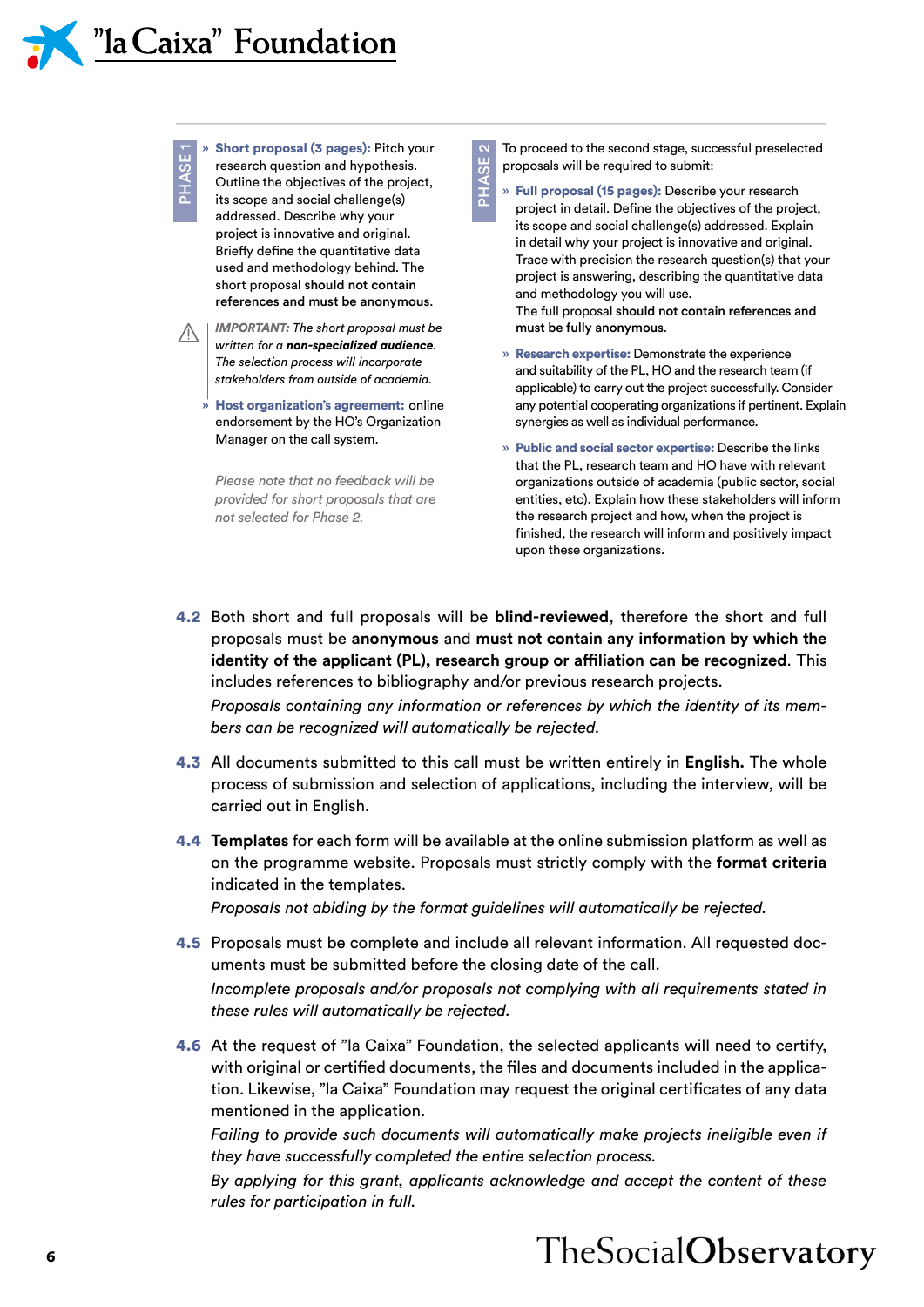**PHASE 1**

- **Short proposal (3 pages):** Pitch your research question and hypothesis. Outline the objectives of the project, its scope and social challenge(s) addressed. Describe why your project is innovative and original. Briefly define the quantitative data used and methodology behind. The short proposal **should not contain references and must be anonymous**.

⚠ ***IMPORTANT:*** *The short proposal must be written for a* ***non-specialized audience****. The selection process will incorporate stakeholders from outside of academia.*

- **Host organization's agreement:** online endorsement by the HO's Organization Manager on the call system.

*Please note that no feedback will be provided for short proposals that are not selected for Phase 2.*

**PHASE 2**

To proceed to the second stage, successful preselected proposals will be required to submit:

- **Full proposal (15 pages):** Describe your research project in detail. Define the objectives of the project, its scope and social challenge(s) addressed. Explain in detail why your project is innovative and original. Trace with precision the research question(s) that your project is answering, describing the quantitative data and methodology you will use.
  The full proposal **should not contain references and must be fully anonymous**.
- **Research expertise:** Demonstrate the experience and suitability of the PL, HO and the research team (if applicable) to carry out the project successfully. Consider any potential cooperating organizations if pertinent. Explain synergies as well as individual performance.
- **Public and social sector expertise:** Describe the links that the PL, research team and HO have with relevant organizations outside of academia (public sector, social entities, etc). Explain how these stakeholders will inform the research project and how, when the project is finished, the research will inform and positively impact upon these organizations.

**4.2** Both short and full proposals will be **blind-reviewed**, therefore the short and full proposals must be **anonymous** and **must not contain any information by which the identity of the applicant (PL), research group or affiliation can be recognized**. This includes references to bibliography and/or previous research projects.
*Proposals containing any information or references by which the identity of its members can be recognized will automatically be rejected.*

**4.3** All documents submitted to this call must be written entirely in **English.** The whole process of submission and selection of applications, including the interview, will be carried out in English.

**4.4** **Templates** for each form will be available at the online submission platform as well as on the programme website. Proposals must strictly comply with the **format criteria** indicated in the templates.
*Proposals not abiding by the format guidelines will automatically be rejected.*

**4.5** Proposals must be complete and include all relevant information. All requested documents must be submitted before the closing date of the call.
*Incomplete proposals and/or proposals not complying with all requirements stated in these rules will automatically be rejected.*

**4.6** At the request of "la Caixa" Foundation, the selected applicants will need to certify, with original or certified documents, the files and documents included in the application. Likewise, "la Caixa" Foundation may request the original certificates of any data mentioned in the application.
*Failing to provide such documents will automatically make projects ineligible even if they have successfully completed the entire selection process.*
*By applying for this grant, applicants acknowledge and accept the content of these rules for participation in full.*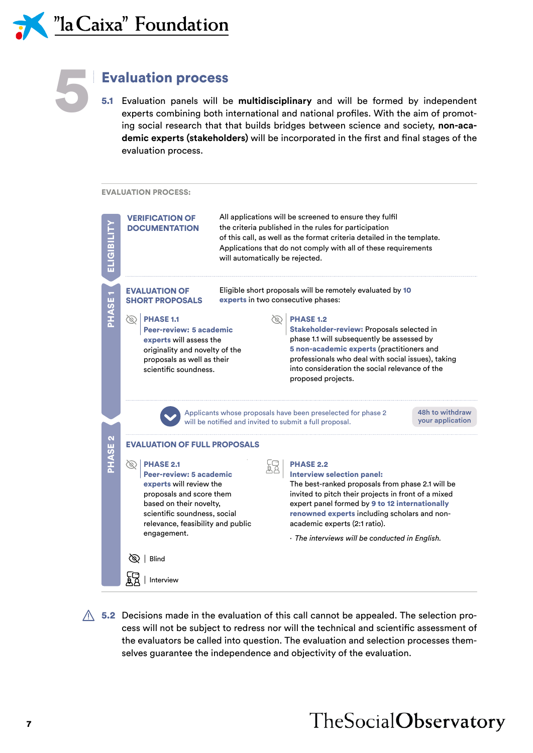# 5 Evaluation process

**5.1** Evaluation panels will be **multidisciplinary** and will be formed by independent experts combining both international and national profiles. With the aim of promoting social research that that builds bridges between science and society, **non-academic experts (stakeholders)** will be incorporated in the first and final stages of the evaluation process.

**EVALUATION PROCESS:**

**ELIGIBILITY**

**VERIFICATION OF DOCUMENTATION**

All applications will be screened to ensure they fulfil the criteria published in the rules for participation of this call, as well as the format criteria detailed in the template. Applications that do not comply with all of these requirements will automatically be rejected.

**PHASE 1**

**EVALUATION OF SHORT PROPOSALS**

Eligible short proposals will be remotely evaluated by **10 experts** in two consecutive phases:

**PHASE 1.1** (Blind)
**Peer-review: 5 academic experts** will assess the originality and novelty of the proposals as well as their scientific soundness.

**PHASE 1.2** (Blind)
**Stakeholder-review:** Proposals selected in phase 1.1 will subsequently be assessed by **5 non-academic experts** (practitioners and professionals who deal with social issues), taking into consideration the social relevance of the proposed projects.

Applicants whose proposals have been preselected for phase 2 will be notified and invited to submit a full proposal.

48h to withdraw your application

**PHASE 2**

**EVALUATION OF FULL PROPOSALS**

**PHASE 2.1** (Blind)
**Peer-review: 5 academic experts** will review the proposals and score them based on their novelty, scientific soundness, social relevance, feasibility and public engagement.

**PHASE 2.2** (Interview)
**Interview selection panel:**
The best-ranked proposals from phase 2.1 will be invited to pitch their projects in front of a mixed expert panel formed by **9 to 12 internationally renowned experts** including scholars and non-academic experts (2:1 ratio).

· *The interviews will be conducted in English.*

Legend: Blind | Interview

**5.2** Decisions made in the evaluation of this call cannot be appealed. The selection process will not be subject to redress nor will the technical and scientific assessment of the evaluators be called into question. The evaluation and selection processes themselves guarantee the independence and objectivity of the evaluation.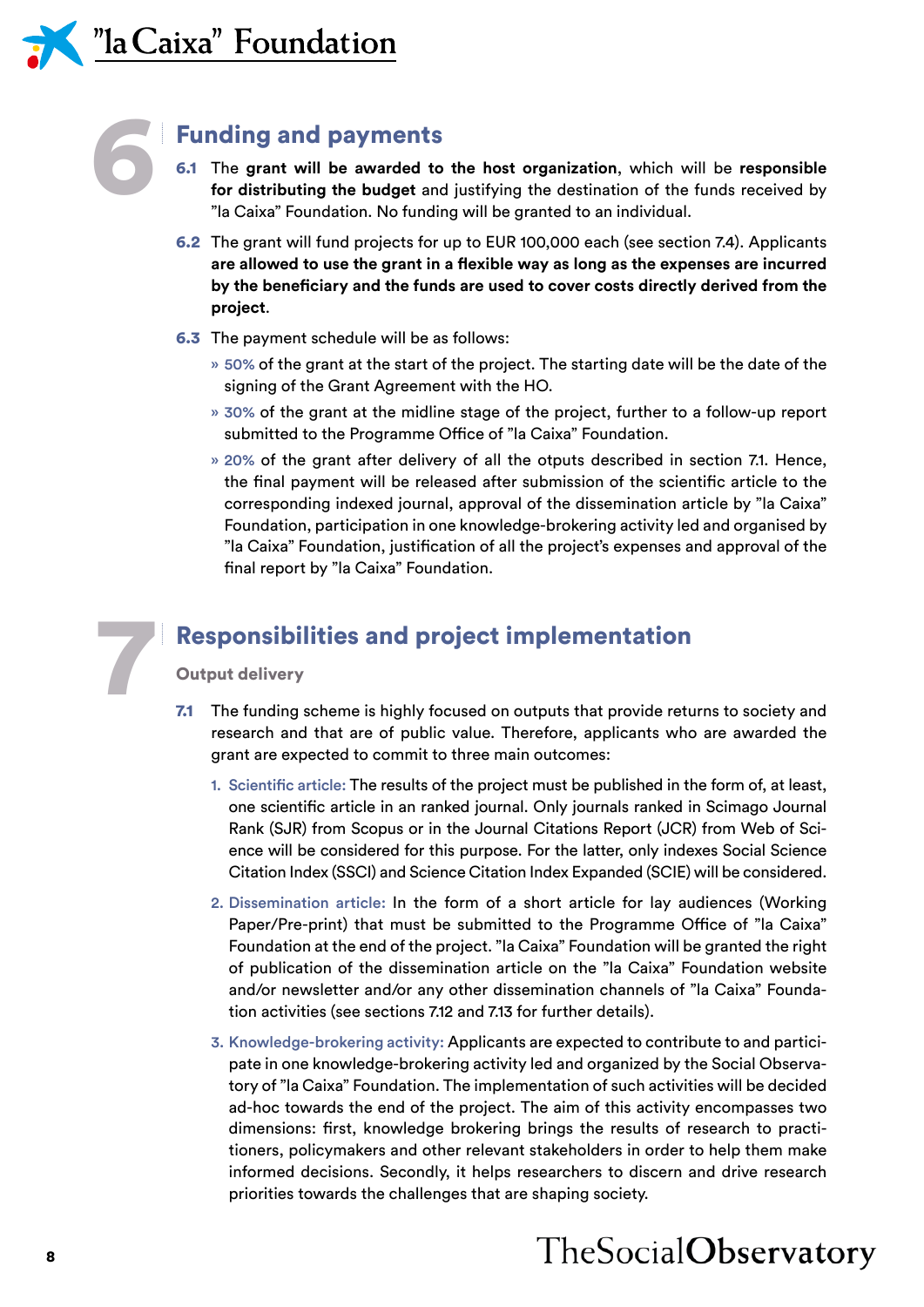# 6 Funding and payments

**6.1** The **grant will be awarded to the host organization**, which will be **responsible for distributing the budget** and justifying the destination of the funds received by "la Caixa" Foundation. No funding will be granted to an individual.

**6.2** The grant will fund projects for up to EUR 100,000 each (see section 7.4). Applicants **are allowed to use the grant in a flexible way as long as the expenses are incurred by the beneficiary and the funds are used to cover costs directly derived from the project**.

**6.3** The payment schedule will be as follows:

- 50% of the grant at the start of the project. The starting date will be the date of the signing of the Grant Agreement with the HO.
- 30% of the grant at the midline stage of the project, further to a follow-up report submitted to the Programme Office of "la Caixa" Foundation.
- 20% of the grant after delivery of all the otputs described in section 7.1. Hence, the final payment will be released after submission of the scientific article to the corresponding indexed journal, approval of the dissemination article by "la Caixa" Foundation, participation in one knowledge-brokering activity led and organised by "la Caixa" Foundation, justification of all the project's expenses and approval of the final report by "la Caixa" Foundation.

# 7 Responsibilities and project implementation

## Output delivery

**7.1** The funding scheme is highly focused on outputs that provide returns to society and research and that are of public value. Therefore, applicants who are awarded the grant are expected to commit to three main outcomes:

1. Scientific article: The results of the project must be published in the form of, at least, one scientific article in an ranked journal. Only journals ranked in Scimago Journal Rank (SJR) from Scopus or in the Journal Citations Report (JCR) from Web of Science will be considered for this purpose. For the latter, only indexes Social Science Citation Index (SSCI) and Science Citation Index Expanded (SCIE) will be considered.
2. Dissemination article: In the form of a short article for lay audiences (Working Paper/Pre-print) that must be submitted to the Programme Office of "la Caixa" Foundation at the end of the project. "la Caixa" Foundation will be granted the right of publication of the dissemination article on the "la Caixa" Foundation website and/or newsletter and/or any other dissemination channels of "la Caixa" Foundation activities (see sections 7.12 and 7.13 for further details).
3. Knowledge-brokering activity: Applicants are expected to contribute to and participate in one knowledge-brokering activity led and organized by the Social Observatory of "la Caixa" Foundation. The implementation of such activities will be decided ad-hoc towards the end of the project. The aim of this activity encompasses two dimensions: first, knowledge brokering brings the results of research to practitioners, policymakers and other relevant stakeholders in order to help them make informed decisions. Secondly, it helps researchers to discern and drive research priorities towards the challenges that are shaping society.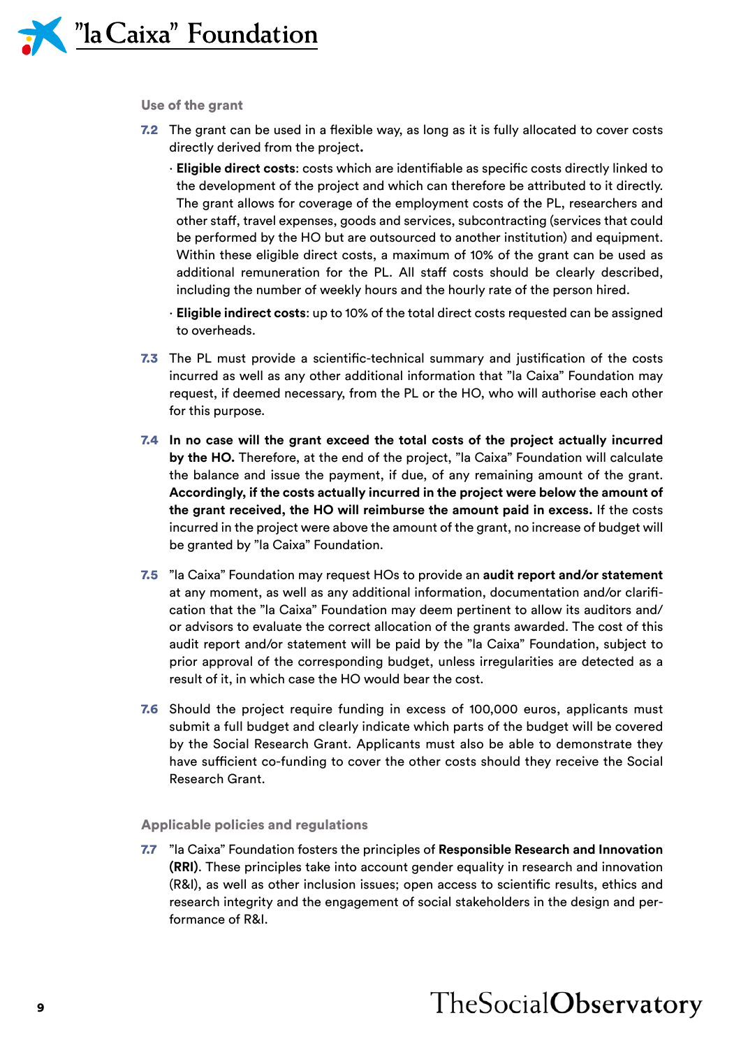### Use of the grant

**7.2** The grant can be used in a flexible way, as long as it is fully allocated to cover costs directly derived from the project**.**

- **Eligible direct costs**: costs which are identifiable as specific costs directly linked to the development of the project and which can therefore be attributed to it directly. The grant allows for coverage of the employment costs of the PL, researchers and other staff, travel expenses, goods and services, subcontracting (services that could be performed by the HO but are outsourced to another institution) and equipment. Within these eligible direct costs, a maximum of 10% of the grant can be used as additional remuneration for the PL. All staff costs should be clearly described, including the number of weekly hours and the hourly rate of the person hired.
- **Eligible indirect costs**: up to 10% of the total direct costs requested can be assigned to overheads.

**7.3** The PL must provide a scientific-technical summary and justification of the costs incurred as well as any other additional information that "la Caixa" Foundation may request, if deemed necessary, from the PL or the HO, who will authorise each other for this purpose.

**7.4** **In no case will the grant exceed the total costs of the project actually incurred by the HO.** Therefore, at the end of the project, "la Caixa" Foundation will calculate the balance and issue the payment, if due, of any remaining amount of the grant. **Accordingly, if the costs actually incurred in the project were below the amount of the grant received, the HO will reimburse the amount paid in excess.** If the costs incurred in the project were above the amount of the grant, no increase of budget will be granted by "la Caixa" Foundation.

**7.5** "la Caixa" Foundation may request HOs to provide an **audit report and/or statement** at any moment, as well as any additional information, documentation and/or clarification that the "la Caixa" Foundation may deem pertinent to allow its auditors and/or advisors to evaluate the correct allocation of the grants awarded. The cost of this audit report and/or statement will be paid by the "la Caixa" Foundation, subject to prior approval of the corresponding budget, unless irregularities are detected as a result of it, in which case the HO would bear the cost.

**7.6** Should the project require funding in excess of 100,000 euros, applicants must submit a full budget and clearly indicate which parts of the budget will be covered by the Social Research Grant. Applicants must also be able to demonstrate they have sufficient co-funding to cover the other costs should they receive the Social Research Grant.

### Applicable policies and regulations

**7.7** "la Caixa" Foundation fosters the principles of **Responsible Research and Innovation (RRI)**. These principles take into account gender equality in research and innovation (R&I), as well as other inclusion issues; open access to scientific results, ethics and research integrity and the engagement of social stakeholders in the design and performance of R&I.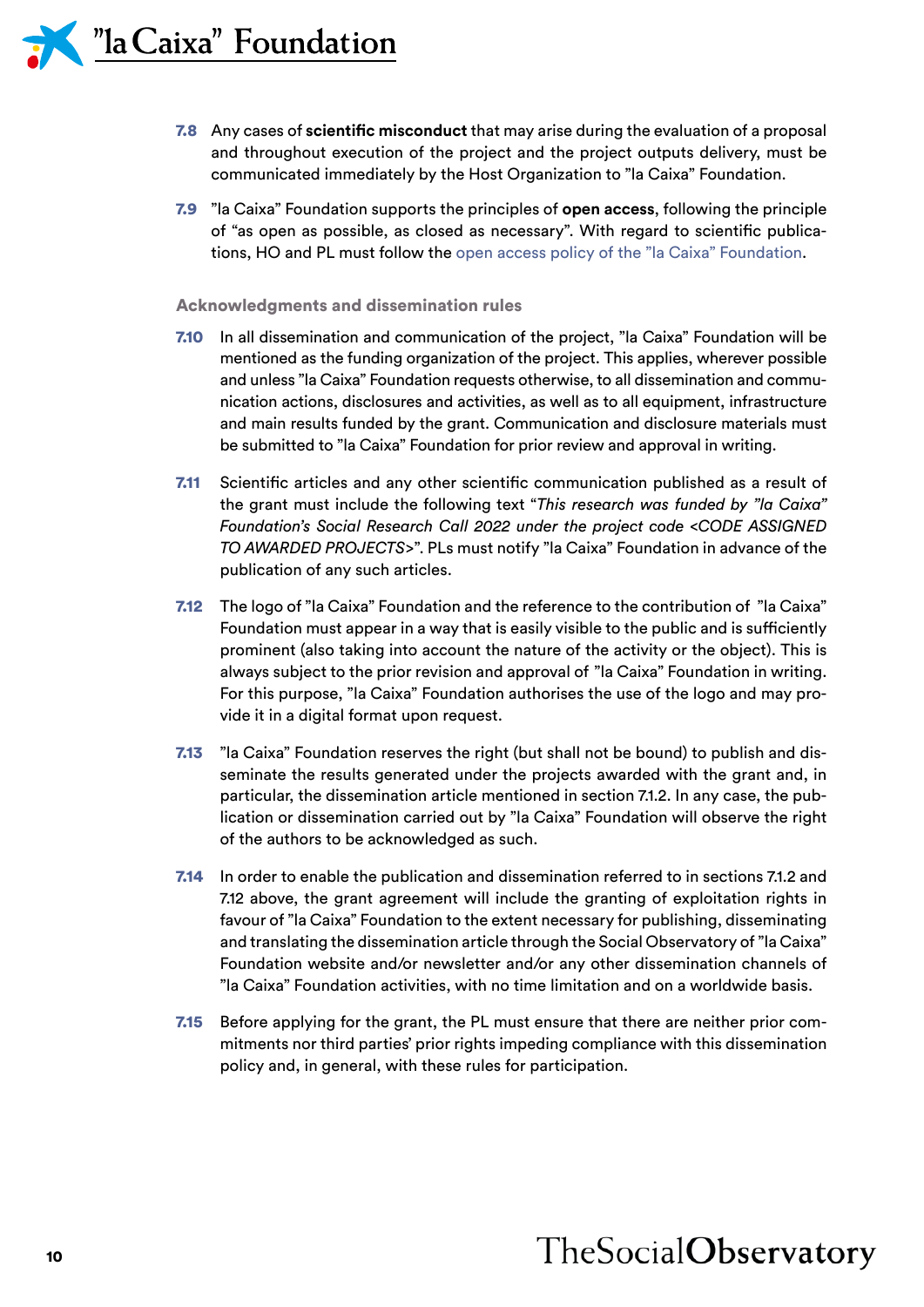**7.8** Any cases of **scientific misconduct** that may arise during the evaluation of a proposal and throughout execution of the project and the project outputs delivery, must be communicated immediately by the Host Organization to "la Caixa" Foundation.

**7.9** "la Caixa" Foundation supports the principles of **open access**, following the principle of "as open as possible, as closed as necessary". With regard to scientific publications, HO and PL must follow the open access policy of the "la Caixa" Foundation.

### Acknowledgments and dissemination rules

**7.10** In all dissemination and communication of the project, "la Caixa" Foundation will be mentioned as the funding organization of the project. This applies, wherever possible and unless "la Caixa" Foundation requests otherwise, to all dissemination and communication actions, disclosures and activities, as well as to all equipment, infrastructure and main results funded by the grant. Communication and disclosure materials must be submitted to "la Caixa" Foundation for prior review and approval in writing.

**7.11** Scientific articles and any other scientific communication published as a result of the grant must include the following text "*This research was funded by "la Caixa" Foundation's Social Research Call 2022 under the project code <CODE ASSIGNED TO AWARDED PROJECTS>*". PLs must notify "la Caixa" Foundation in advance of the publication of any such articles.

**7.12** The logo of "la Caixa" Foundation and the reference to the contribution of "la Caixa" Foundation must appear in a way that is easily visible to the public and is sufficiently prominent (also taking into account the nature of the activity or the object). This is always subject to the prior revision and approval of "la Caixa" Foundation in writing. For this purpose, "la Caixa" Foundation authorises the use of the logo and may provide it in a digital format upon request.

**7.13** "la Caixa" Foundation reserves the right (but shall not be bound) to publish and disseminate the results generated under the projects awarded with the grant and, in particular, the dissemination article mentioned in section 7.1.2. In any case, the publication or dissemination carried out by "la Caixa" Foundation will observe the right of the authors to be acknowledged as such.

**7.14** In order to enable the publication and dissemination referred to in sections 7.1.2 and 7.12 above, the grant agreement will include the granting of exploitation rights in favour of "la Caixa" Foundation to the extent necessary for publishing, disseminating and translating the dissemination article through the Social Observatory of "la Caixa" Foundation website and/or newsletter and/or any other dissemination channels of "la Caixa" Foundation activities, with no time limitation and on a worldwide basis.

**7.15** Before applying for the grant, the PL must ensure that there are neither prior commitments nor third parties' prior rights impeding compliance with this dissemination policy and, in general, with these rules for participation.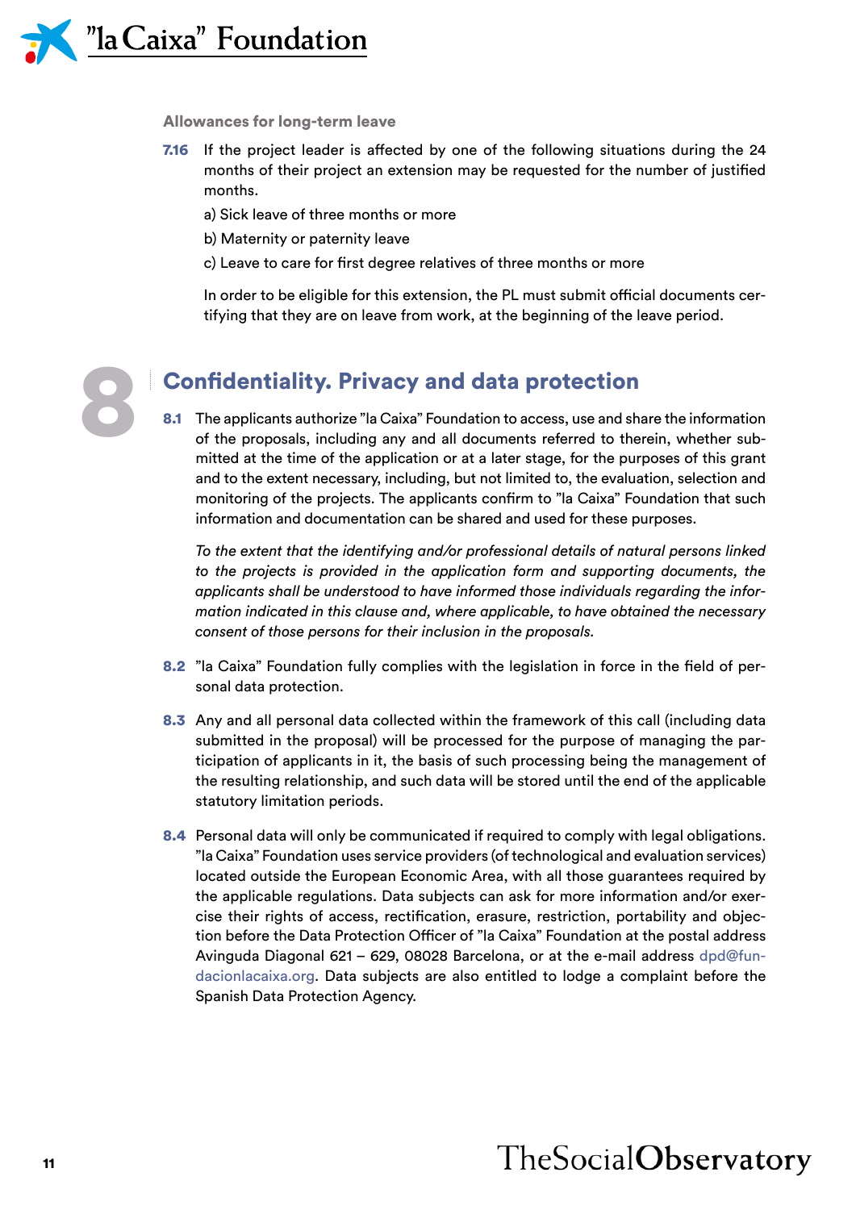### Allowances for long-term leave

**7.16** If the project leader is affected by one of the following situations during the 24 months of their project an extension may be requested for the number of justified months.

a) Sick leave of three months or more

b) Maternity or paternity leave

c) Leave to care for first degree relatives of three months or more

In order to be eligible for this extension, the PL must submit official documents certifying that they are on leave from work, at the beginning of the leave period.

## 8 Confidentiality. Privacy and data protection

**8.1** The applicants authorize "la Caixa" Foundation to access, use and share the information of the proposals, including any and all documents referred to therein, whether submitted at the time of the application or at a later stage, for the purposes of this grant and to the extent necessary, including, but not limited to, the evaluation, selection and monitoring of the projects. The applicants confirm to "la Caixa" Foundation that such information and documentation can be shared and used for these purposes.

*To the extent that the identifying and/or professional details of natural persons linked to the projects is provided in the application form and supporting documents, the applicants shall be understood to have informed those individuals regarding the information indicated in this clause and, where applicable, to have obtained the necessary consent of those persons for their inclusion in the proposals.*

**8.2** "la Caixa" Foundation fully complies with the legislation in force in the field of personal data protection.

**8.3** Any and all personal data collected within the framework of this call (including data submitted in the proposal) will be processed for the purpose of managing the participation of applicants in it, the basis of such processing being the management of the resulting relationship, and such data will be stored until the end of the applicable statutory limitation periods.

**8.4** Personal data will only be communicated if required to comply with legal obligations. "la Caixa" Foundation uses service providers (of technological and evaluation services) located outside the European Economic Area, with all those guarantees required by the applicable regulations. Data subjects can ask for more information and/or exercise their rights of access, rectification, erasure, restriction, portability and objection before the Data Protection Officer of "la Caixa" Foundation at the postal address Avinguda Diagonal 621 – 629, 08028 Barcelona, or at the e-mail address dpd@fundacionlacaixa.org. Data subjects are also entitled to lodge a complaint before the Spanish Data Protection Agency.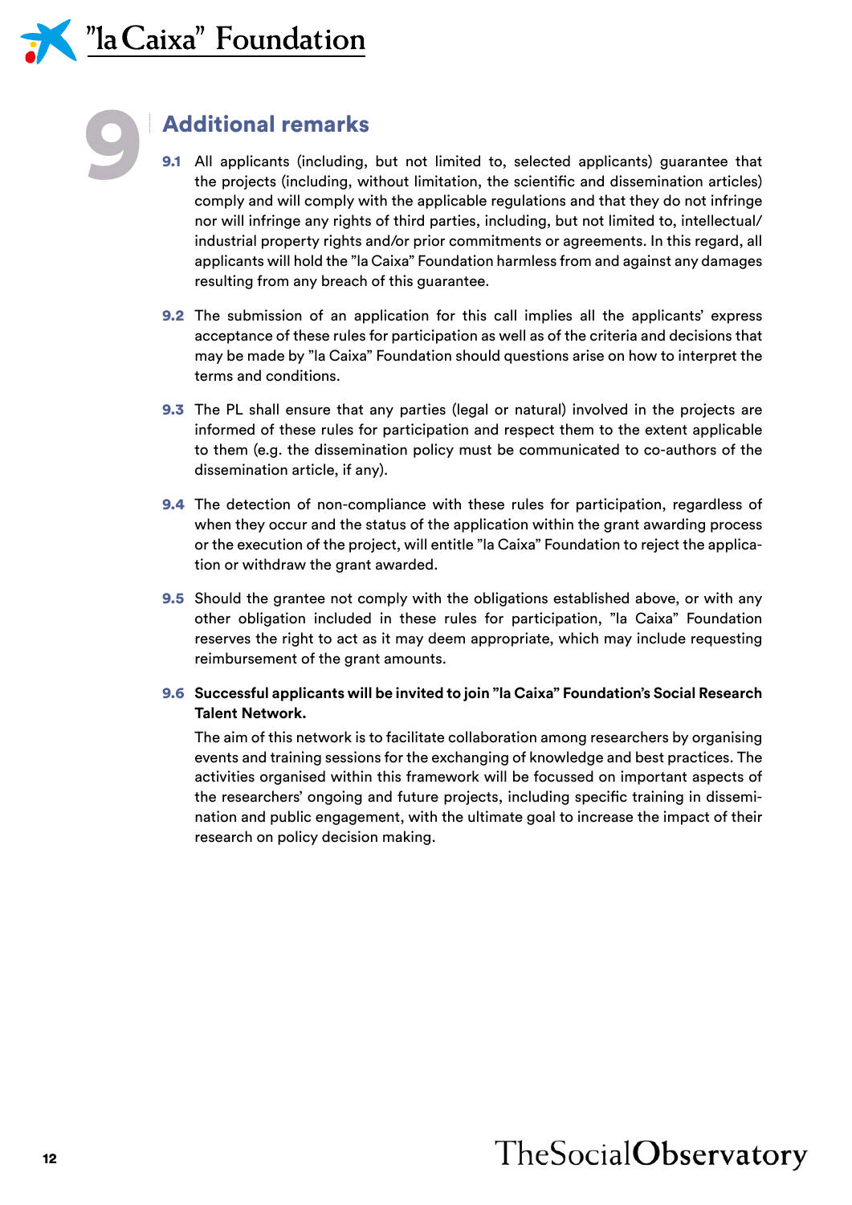# 9 Additional remarks

**9.1** All applicants (including, but not limited to, selected applicants) guarantee that the projects (including, without limitation, the scientific and dissemination articles) comply and will comply with the applicable regulations and that they do not infringe nor will infringe any rights of third parties, including, but not limited to, intellectual/industrial property rights and/or prior commitments or agreements. In this regard, all applicants will hold the "la Caixa" Foundation harmless from and against any damages resulting from any breach of this guarantee.

**9.2** The submission of an application for this call implies all the applicants' express acceptance of these rules for participation as well as of the criteria and decisions that may be made by "la Caixa" Foundation should questions arise on how to interpret the terms and conditions.

**9.3** The PL shall ensure that any parties (legal or natural) involved in the projects are informed of these rules for participation and respect them to the extent applicable to them (e.g. the dissemination policy must be communicated to co-authors of the dissemination article, if any).

**9.4** The detection of non-compliance with these rules for participation, regardless of when they occur and the status of the application within the grant awarding process or the execution of the project, will entitle "la Caixa" Foundation to reject the application or withdraw the grant awarded.

**9.5** Should the grantee not comply with the obligations established above, or with any other obligation included in these rules for participation, "la Caixa" Foundation reserves the right to act as it may deem appropriate, which may include requesting reimbursement of the grant amounts.

**9.6** **Successful applicants will be invited to join "la Caixa" Foundation's Social Research Talent Network.**

The aim of this network is to facilitate collaboration among researchers by organising events and training sessions for the exchanging of knowledge and best practices. The activities organised within this framework will be focussed on important aspects of the researchers' ongoing and future projects, including specific training in dissemination and public engagement, with the ultimate goal to increase the impact of their research on policy decision making.